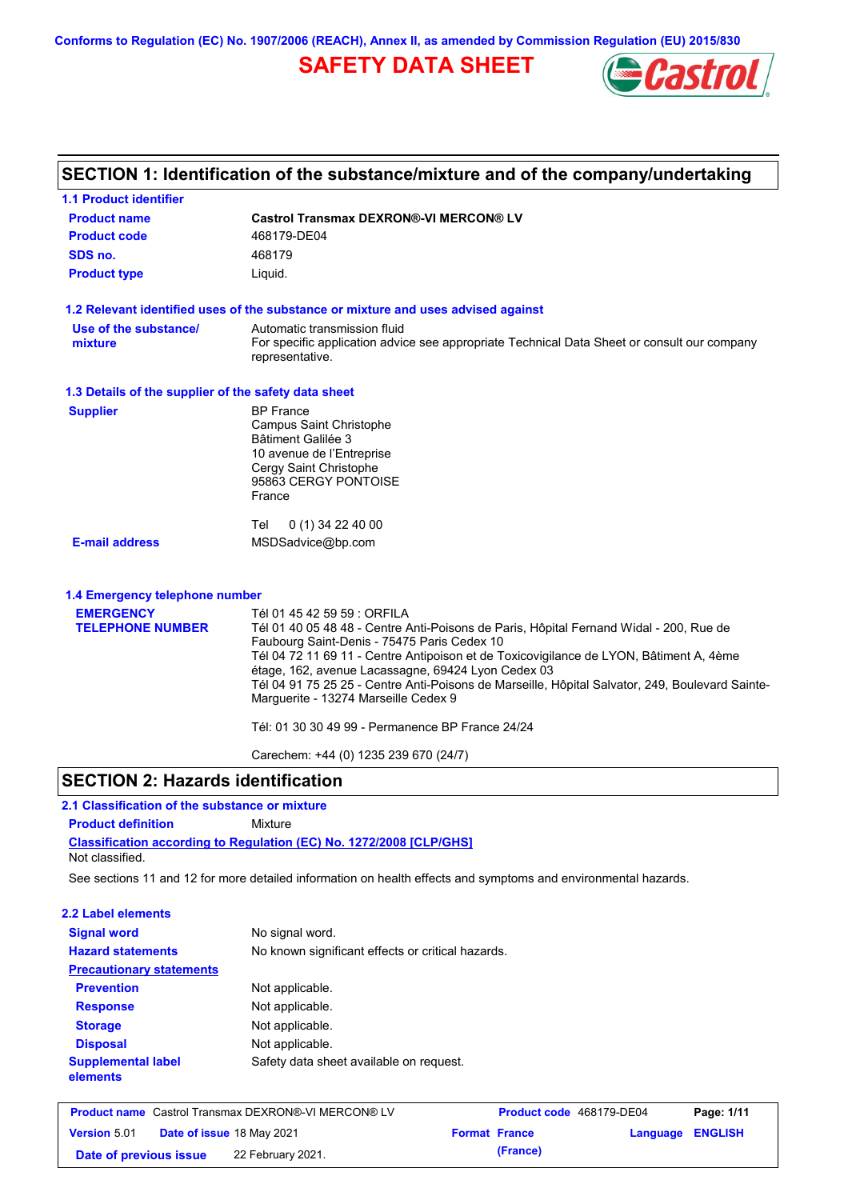Conforms to Regulation (EC) No. 1907/2006 (REACH), Annex II, as amended by Commission Regulation (EU) 2015/830

# SAFETY DATA SHEET

## SECTION 1: Identification of the substance/mixture and of the company/undertaking

### 1.1 Product identifier

| | |
|---|---|
| **Product name** | **Castrol Transmax DEXRON®-VI MERCON® LV** |
| **Product code** | 468179-DE04 |
| **SDS no.** | 468179 |
| **Product type** | Liquid. |

### 1.2 Relevant identified uses of the substance or mixture and uses advised against

**Use of the substance/ mixture**: Automatic transmission fluid
For specific application advice see appropriate Technical Data Sheet or consult our company representative.

### 1.3 Details of the supplier of the safety data sheet

**Supplier**
BP France
Campus Saint Christophe
Bâtiment Galilée 3
10 avenue de l'Entreprise
Cergy Saint Christophe
95863 CERGY PONTOISE
France

Tel 0 (1) 34 22 40 00

**E-mail address**: MSDSadvice@bp.com

### 1.4 Emergency telephone number

**EMERGENCY TELEPHONE NUMBER**

Tél 01 45 42 59 59 : ORFILA
Tél 01 40 05 48 48 - Centre Anti-Poisons de Paris, Hôpital Fernand Widal - 200, Rue de Faubourg Saint-Denis - 75475 Paris Cedex 10
Tél 04 72 11 69 11 - Centre Antipoison et de Toxicovigilance de LYON, Bâtiment A, 4ème étage, 162, avenue Lacassagne, 69424 Lyon Cedex 03
Tél 04 91 75 25 25 - Centre Anti-Poisons de Marseille, Hôpital Salvator, 249, Boulevard Sainte-Marguerite - 13274 Marseille Cedex 9

Tél: 01 30 30 49 99 - Permanence BP France 24/24

Carechem: +44 (0) 1235 239 670 (24/7)

## SECTION 2: Hazards identification

### 2.1 Classification of the substance or mixture

**Product definition**: Mixture

**Classification according to Regulation (EC) No. 1272/2008 [CLP/GHS]**
Not classified.

See sections 11 and 12 for more detailed information on health effects and symptoms and environmental hazards.

### 2.2 Label elements

| | |
|---|---|
| **Signal word** | No signal word. |
| **Hazard statements** | No known significant effects or critical hazards. |
| **Precautionary statements** | |
| **Prevention** | Not applicable. |
| **Response** | Not applicable. |
| **Storage** | Not applicable. |
| **Disposal** | Not applicable. |
| **Supplemental label elements** | Safety data sheet available on request. |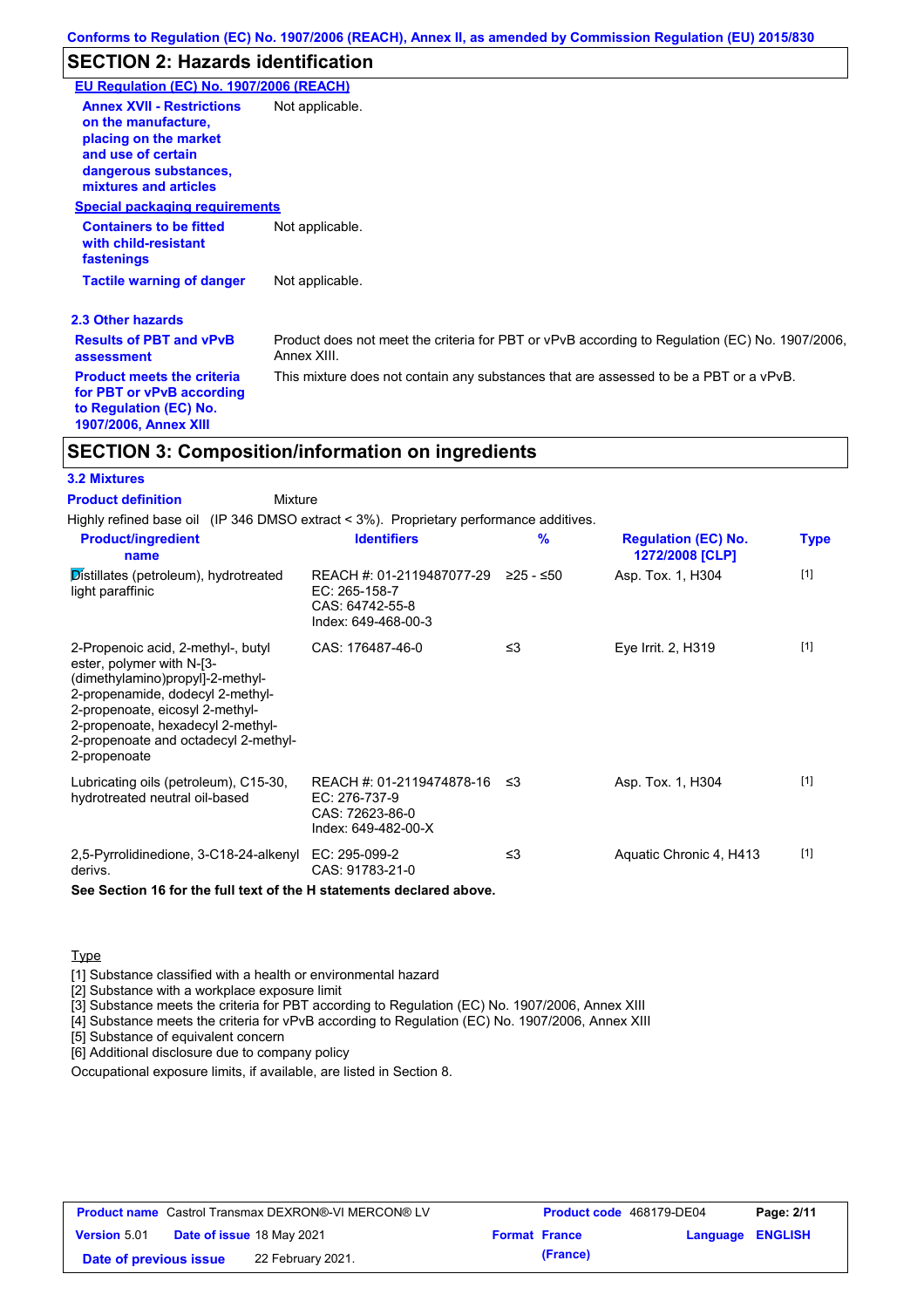Conforms to Regulation (EC) No. 1907/2006 (REACH), Annex II, as amended by Commission Regulation (EU) 2015/830

## SECTION 2: Hazards identification

**EU Regulation (EC) No. 1907/2006 (REACH)**

| | |
|---|---|
| **Annex XVII - Restrictions on the manufacture, placing on the market and use of certain dangerous substances, mixtures and articles** | Not applicable. |

**Special packaging requirements**

| | |
|---|---|
| **Containers to be fitted with child-resistant fastenings** | Not applicable. |
| **Tactile warning of danger** | Not applicable. |

**2.3 Other hazards**

| | |
|---|---|
| **Results of PBT and vPvB assessment** | Product does not meet the criteria for PBT or vPvB according to Regulation (EC) No. 1907/2006, Annex XIII. |
| **Product meets the criteria for PBT or vPvB according to Regulation (EC) No. 1907/2006, Annex XIII** | This mixture does not contain any substances that are assessed to be a PBT or a vPvB. |

## SECTION 3: Composition/information on ingredients

**3.2 Mixtures**

**Product definition** Mixture

Highly refined base oil (IP 346 DMSO extract < 3%). Proprietary performance additives.

| Product/ingredient name | Identifiers | % | Regulation (EC) No. 1272/2008 [CLP] | Type |
|---|---|---|---|---|
| Distillates (petroleum), hydrotreated light paraffinic | REACH #: 01-2119487077-29<br>EC: 265-158-7<br>CAS: 64742-55-8<br>Index: 649-468-00-3 | ≥25 - ≤50 | Asp. Tox. 1, H304 | [1] |
| 2-Propenoic acid, 2-methyl-, butyl ester, polymer with N-[3-(dimethylamino)propyl]-2-methyl-2-propenamide, dodecyl 2-methyl-2-propenoate, eicosyl 2-methyl-2-propenoate, hexadecyl 2-methyl-2-propenoate and octadecyl 2-methyl-2-propenoate | CAS: 176487-46-0 | ≤3 | Eye Irrit. 2, H319 | [1] |
| Lubricating oils (petroleum), C15-30, hydrotreated neutral oil-based | REACH #: 01-2119474878-16<br>EC: 276-737-9<br>CAS: 72623-86-0<br>Index: 649-482-00-X | ≤3 | Asp. Tox. 1, H304 | [1] |
| 2,5-Pyrrolidinedione, 3-C18-24-alkenyl derivs. | EC: 295-099-2<br>CAS: 91783-21-0 | ≤3 | Aquatic Chronic 4, H413 | [1] |

**See Section 16 for the full text of the H statements declared above.**

Type

[1] Substance classified with a health or environmental hazard
[2] Substance with a workplace exposure limit
[3] Substance meets the criteria for PBT according to Regulation (EC) No. 1907/2006, Annex XIII
[4] Substance meets the criteria for vPvB according to Regulation (EC) No. 1907/2006, Annex XIII
[5] Substance of equivalent concern
[6] Additional disclosure due to company policy

Occupational exposure limits, if available, are listed in Section 8.

| | | | | |
|---|---|---|---|---|
| **Product name** Castrol Transmax DEXRON®-VI MERCON® LV | | **Product code** 468179-DE04 | | **Page: 2/11** |
| **Version** 5.01 | **Date of issue** 18 May 2021 | **Format France (France)** | **Language** | **ENGLISH** |
| **Date of previous issue** | 22 February 2021. | | | |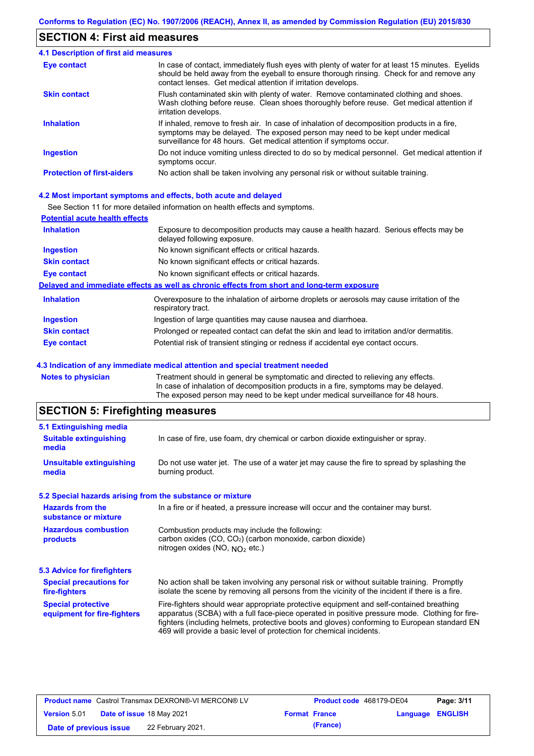## SECTION 4: First aid measures

### 4.1 Description of first aid measures

| | |
|---|---|
| **Eye contact** | In case of contact, immediately flush eyes with plenty of water for at least 15 minutes. Eyelids should be held away from the eyeball to ensure thorough rinsing. Check for and remove any contact lenses. Get medical attention if irritation develops. |
| **Skin contact** | Flush contaminated skin with plenty of water. Remove contaminated clothing and shoes. Wash clothing before reuse. Clean shoes thoroughly before reuse. Get medical attention if irritation develops. |
| **Inhalation** | If inhaled, remove to fresh air. In case of inhalation of decomposition products in a fire, symptoms may be delayed. The exposed person may need to be kept under medical surveillance for 48 hours. Get medical attention if symptoms occur. |
| **Ingestion** | Do not induce vomiting unless directed to do so by medical personnel. Get medical attention if symptoms occur. |
| **Protection of first-aiders** | No action shall be taken involving any personal risk or without suitable training. |

### 4.2 Most important symptoms and effects, both acute and delayed

See Section 11 for more detailed information on health effects and symptoms.

**Potential acute health effects**

| | |
|---|---|
| **Inhalation** | Exposure to decomposition products may cause a health hazard. Serious effects may be delayed following exposure. |
| **Ingestion** | No known significant effects or critical hazards. |
| **Skin contact** | No known significant effects or critical hazards. |
| **Eye contact** | No known significant effects or critical hazards. |

**Delayed and immediate effects as well as chronic effects from short and long-term exposure**

| | |
|---|---|
| **Inhalation** | Overexposure to the inhalation of airborne droplets or aerosols may cause irritation of the respiratory tract. |
| **Ingestion** | Ingestion of large quantities may cause nausea and diarrhoea. |
| **Skin contact** | Prolonged or repeated contact can defat the skin and lead to irritation and/or dermatitis. |
| **Eye contact** | Potential risk of transient stinging or redness if accidental eye contact occurs. |

### 4.3 Indication of any immediate medical attention and special treatment needed

| | |
|---|---|
| **Notes to physician** | Treatment should in general be symptomatic and directed to relieving any effects. In case of inhalation of decomposition products in a fire, symptoms may be delayed. The exposed person may need to be kept under medical surveillance for 48 hours. |

## SECTION 5: Firefighting measures

### 5.1 Extinguishing media

| | |
|---|---|
| **Suitable extinguishing media** | In case of fire, use foam, dry chemical or carbon dioxide extinguisher or spray. |
| **Unsuitable extinguishing media** | Do not use water jet. The use of a water jet may cause the fire to spread by splashing the burning product. |

### 5.2 Special hazards arising from the substance or mixture

| | |
|---|---|
| **Hazards from the substance or mixture** | In a fire or if heated, a pressure increase will occur and the container may burst. |
| **Hazardous combustion products** | Combustion products may include the following:<br>carbon oxides ($CO$, $CO_2$) (carbon monoxide, carbon dioxide)<br>nitrogen oxides ($NO$, $NO_2$ etc.) |

### 5.3 Advice for firefighters

| | |
|---|---|
| **Special precautions for fire-fighters** | No action shall be taken involving any personal risk or without suitable training. Promptly isolate the scene by removing all persons from the vicinity of the incident if there is a fire. |
| **Special protective equipment for fire-fighters** | Fire-fighters should wear appropriate protective equipment and self-contained breathing apparatus (SCBA) with a full face-piece operated in positive pressure mode. Clothing for fire-fighters (including helmets, protective boots and gloves) conforming to European standard EN 469 will provide a basic level of protection for chemical incidents. |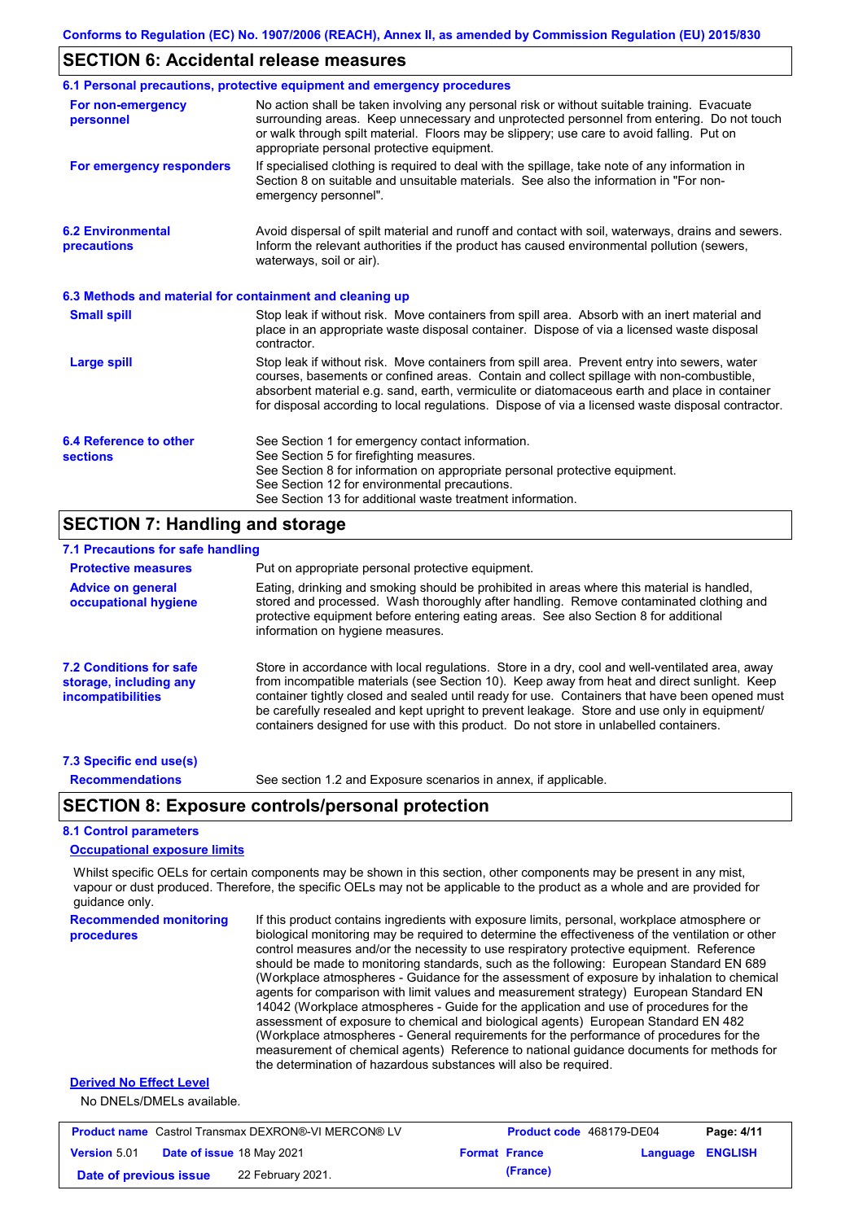## SECTION 6: Accidental release measures

### 6.1 Personal precautions, protective equipment and emergency procedures

**For non-emergency personnel**

No action shall be taken involving any personal risk or without suitable training. Evacuate surrounding areas. Keep unnecessary and unprotected personnel from entering. Do not touch or walk through spilt material. Floors may be slippery; use care to avoid falling. Put on appropriate personal protective equipment.

**For emergency responders**

If specialised clothing is required to deal with the spillage, take note of any information in Section 8 on suitable and unsuitable materials. See also the information in "For non-emergency personnel".

### 6.2 Environmental precautions

Avoid dispersal of spilt material and runoff and contact with soil, waterways, drains and sewers. Inform the relevant authorities if the product has caused environmental pollution (sewers, waterways, soil or air).

### 6.3 Methods and material for containment and cleaning up

**Small spill**

Stop leak if without risk. Move containers from spill area. Absorb with an inert material and place in an appropriate waste disposal container. Dispose of via a licensed waste disposal contractor.

**Large spill**

Stop leak if without risk. Move containers from spill area. Prevent entry into sewers, water courses, basements or confined areas. Contain and collect spillage with non-combustible, absorbent material e.g. sand, earth, vermiculite or diatomaceous earth and place in container for disposal according to local regulations. Dispose of via a licensed waste disposal contractor.

### 6.4 Reference to other sections

See Section 1 for emergency contact information.
See Section 5 for firefighting measures.
See Section 8 for information on appropriate personal protective equipment.
See Section 12 for environmental precautions.
See Section 13 for additional waste treatment information.

## SECTION 7: Handling and storage

### 7.1 Precautions for safe handling

**Protective measures**

Put on appropriate personal protective equipment.

**Advice on general occupational hygiene**

Eating, drinking and smoking should be prohibited in areas where this material is handled, stored and processed. Wash thoroughly after handling. Remove contaminated clothing and protective equipment before entering eating areas. See also Section 8 for additional information on hygiene measures.

### 7.2 Conditions for safe storage, including any incompatibilities

Store in accordance with local regulations. Store in a dry, cool and well-ventilated area, away from incompatible materials (see Section 10). Keep away from heat and direct sunlight. Keep container tightly closed and sealed until ready for use. Containers that have been opened must be carefully resealed and kept upright to prevent leakage. Store and use only in equipment/ containers designed for use with this product. Do not store in unlabelled containers.

### 7.3 Specific end use(s)

**Recommendations**

See section 1.2 and Exposure scenarios in annex, if applicable.

## SECTION 8: Exposure controls/personal protection

### 8.1 Control parameters

**Occupational exposure limits**

Whilst specific OELs for certain components may be shown in this section, other components may be present in any mist, vapour or dust produced. Therefore, the specific OELs may not be applicable to the product as a whole and are provided for guidance only.

**Recommended monitoring procedures**

If this product contains ingredients with exposure limits, personal, workplace atmosphere or biological monitoring may be required to determine the effectiveness of the ventilation or other control measures and/or the necessity to use respiratory protective equipment. Reference should be made to monitoring standards, such as the following: European Standard EN 689 (Workplace atmospheres - Guidance for the assessment of exposure by inhalation to chemical agents for comparison with limit values and measurement strategy) European Standard EN 14042 (Workplace atmospheres - Guide for the application and use of procedures for the assessment of exposure to chemical and biological agents) European Standard EN 482 (Workplace atmospheres - General requirements for the performance of procedures for the measurement of chemical agents) Reference to national guidance documents for methods for the determination of hazardous substances will also be required.

**Derived No Effect Level**

No DNELs/DMELs available.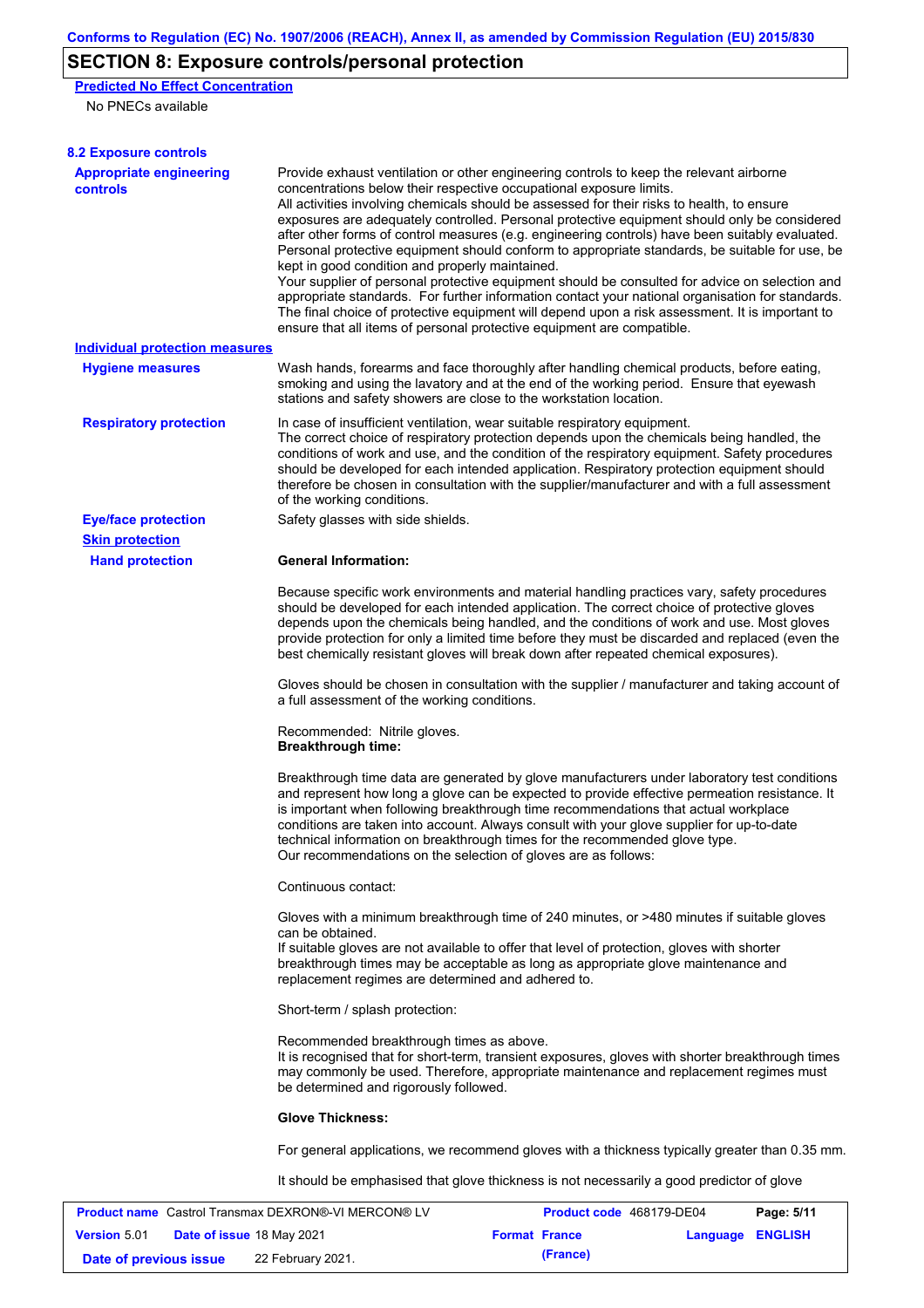## SECTION 8: Exposure controls/personal protection

**Predicted No Effect Concentration**

No PNECs available

### 8.2 Exposure controls

**Appropriate engineering controls**

Provide exhaust ventilation or other engineering controls to keep the relevant airborne concentrations below their respective occupational exposure limits.
All activities involving chemicals should be assessed for their risks to health, to ensure exposures are adequately controlled. Personal protective equipment should only be considered after other forms of control measures (e.g. engineering controls) have been suitably evaluated. Personal protective equipment should conform to appropriate standards, be suitable for use, be kept in good condition and properly maintained.
Your supplier of personal protective equipment should be consulted for advice on selection and appropriate standards. For further information contact your national organisation for standards. The final choice of protective equipment will depend upon a risk assessment. It is important to ensure that all items of personal protective equipment are compatible.

**Individual protection measures**

**Hygiene measures**

Wash hands, forearms and face thoroughly after handling chemical products, before eating, smoking and using the lavatory and at the end of the working period. Ensure that eyewash stations and safety showers are close to the workstation location.

**Respiratory protection**

In case of insufficient ventilation, wear suitable respiratory equipment.
The correct choice of respiratory protection depends upon the chemicals being handled, the conditions of work and use, and the condition of the respiratory equipment. Safety procedures should be developed for each intended application. Respiratory protection equipment should therefore be chosen in consultation with the supplier/manufacturer and with a full assessment of the working conditions.

**Eye/face protection**

Safety glasses with side shields.

**Skin protection**

**Hand protection**

**General Information:**

Because specific work environments and material handling practices vary, safety procedures should be developed for each intended application. The correct choice of protective gloves depends upon the chemicals being handled, and the conditions of work and use. Most gloves provide protection for only a limited time before they must be discarded and replaced (even the best chemically resistant gloves will break down after repeated chemical exposures).

Gloves should be chosen in consultation with the supplier / manufacturer and taking account of a full assessment of the working conditions.

Recommended: Nitrile gloves.
**Breakthrough time:**

Breakthrough time data are generated by glove manufacturers under laboratory test conditions and represent how long a glove can be expected to provide effective permeation resistance. It is important when following breakthrough time recommendations that actual workplace conditions are taken into account. Always consult with your glove supplier for up-to-date technical information on breakthrough times for the recommended glove type.
Our recommendations on the selection of gloves are as follows:

Continuous contact:

Gloves with a minimum breakthrough time of 240 minutes, or >480 minutes if suitable gloves can be obtained.
If suitable gloves are not available to offer that level of protection, gloves with shorter breakthrough times may be acceptable as long as appropriate glove maintenance and replacement regimes are determined and adhered to.

Short-term / splash protection:

Recommended breakthrough times as above.
It is recognised that for short-term, transient exposures, gloves with shorter breakthrough times may commonly be used. Therefore, appropriate maintenance and replacement regimes must be determined and rigorously followed.

**Glove Thickness:**

For general applications, we recommend gloves with a thickness typically greater than 0.35 mm.

It should be emphasised that glove thickness is not necessarily a good predictor of glove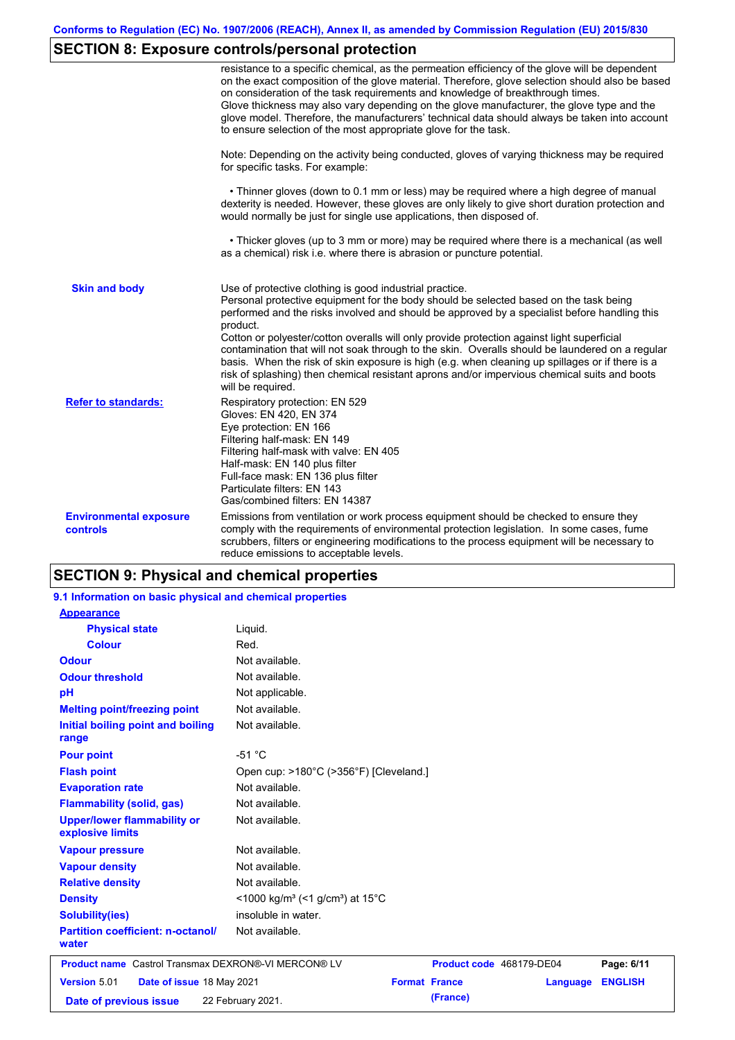## SECTION 8: Exposure controls/personal protection

resistance to a specific chemical, as the permeation efficiency of the glove will be dependent on the exact composition of the glove material. Therefore, glove selection should also be based on consideration of the task requirements and knowledge of breakthrough times.
Glove thickness may also vary depending on the glove manufacturer, the glove type and the glove model. Therefore, the manufacturers' technical data should always be taken into account to ensure selection of the most appropriate glove for the task.

Note: Depending on the activity being conducted, gloves of varying thickness may be required for specific tasks. For example:

- Thinner gloves (down to 0.1 mm or less) may be required where a high degree of manual dexterity is needed. However, these gloves are only likely to give short duration protection and would normally be just for single use applications, then disposed of.

- Thicker gloves (up to 3 mm or more) may be required where there is a mechanical (as well as a chemical) risk i.e. where there is abrasion or puncture potential.

**Skin and body**

Use of protective clothing is good industrial practice.
Personal protective equipment for the body should be selected based on the task being performed and the risks involved and should be approved by a specialist before handling this product.
Cotton or polyester/cotton overalls will only provide protection against light superficial contamination that will not soak through to the skin. Overalls should be laundered on a regular basis. When the risk of skin exposure is high (e.g. when cleaning up spillages or if there is a risk of splashing) then chemical resistant aprons and/or impervious chemical suits and boots will be required.

**Refer to standards:**

Respiratory protection: EN 529
Gloves: EN 420, EN 374
Eye protection: EN 166
Filtering half-mask: EN 149
Filtering half-mask with valve: EN 405
Half-mask: EN 140 plus filter
Full-face mask: EN 136 plus filter
Particulate filters: EN 143
Gas/combined filters: EN 14387

**Environmental exposure controls**

Emissions from ventilation or work process equipment should be checked to ensure they comply with the requirements of environmental protection legislation. In some cases, fume scrubbers, filters or engineering modifications to the process equipment will be necessary to reduce emissions to acceptable levels.

## SECTION 9: Physical and chemical properties

### 9.1 Information on basic physical and chemical properties

| Property | Value |
|---|---|
| **Appearance** | |
| Physical state | Liquid. |
| Colour | Red. |
| Odour | Not available. |
| Odour threshold | Not available. |
| pH | Not applicable. |
| Melting point/freezing point | Not available. |
| Initial boiling point and boiling range | Not available. |
| Pour point | -51 °C |
| Flash point | Open cup: >180°C (>356°F) [Cleveland.] |
| Evaporation rate | Not available. |
| Flammability (solid, gas) | Not available. |
| Upper/lower flammability or explosive limits | Not available. |
| Vapour pressure | Not available. |
| Vapour density | Not available. |
| Relative density | Not available. |
| Density | <1000 kg/m³ (<1 g/cm³) at 15°C |
| Solubility(ies) | insoluble in water. |
| Partition coefficient: n-octanol/water | Not available. |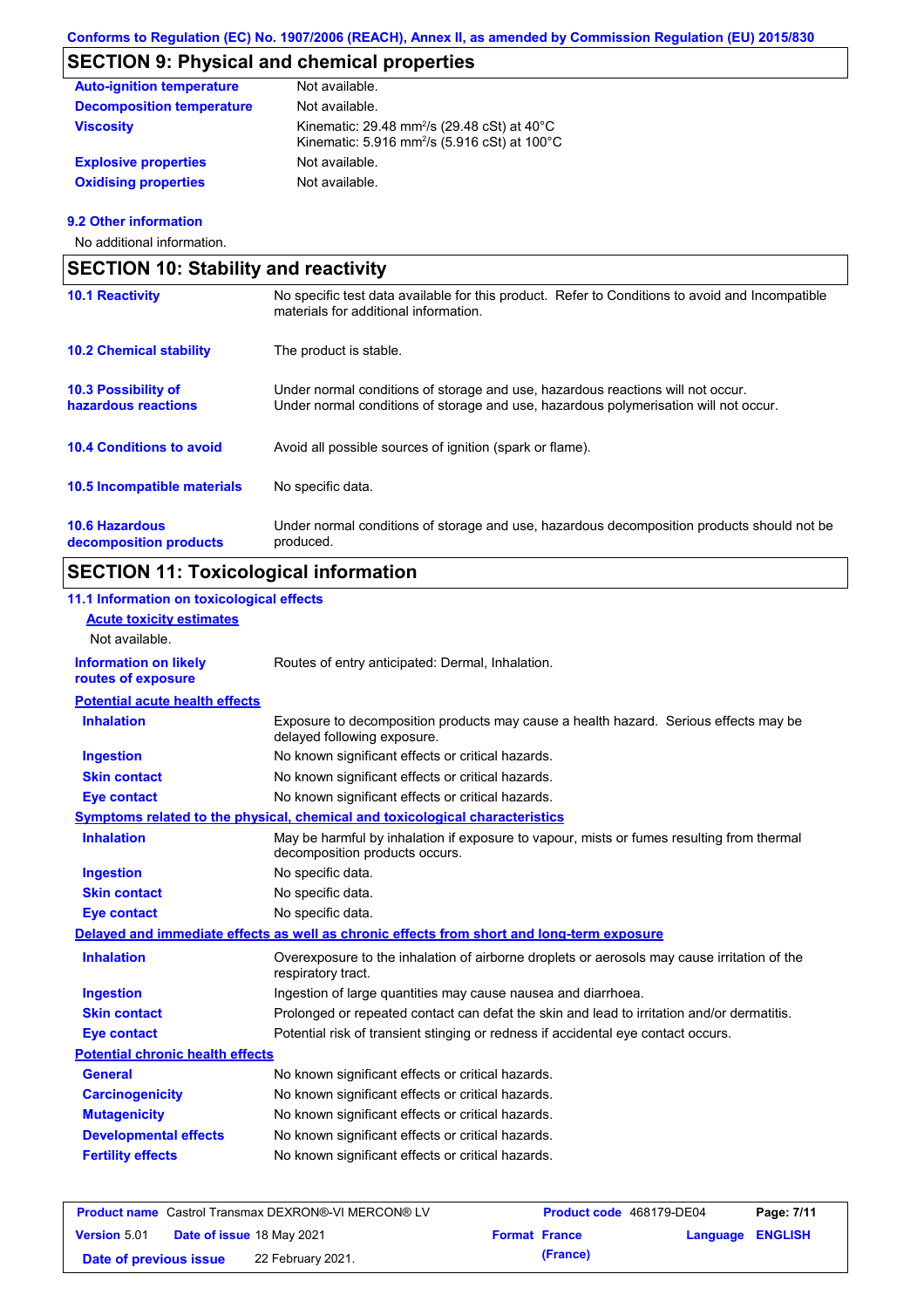## SECTION 9: Physical and chemical properties

| | |
|---|---|
| **Auto-ignition temperature** | Not available. |
| **Decomposition temperature** | Not available. |
| **Viscosity** | Kinematic: 29.48 $mm^2/s$ (29.48 cSt) at 40°C<br>Kinematic: 5.916 $mm^2/s$ (5.916 cSt) at 100°C |
| **Explosive properties** | Not available. |
| **Oxidising properties** | Not available. |

### 9.2 Other information

No additional information.

## SECTION 10: Stability and reactivity

| | |
|---|---|
| **10.1 Reactivity** | No specific test data available for this product. Refer to Conditions to avoid and Incompatible materials for additional information. |
| **10.2 Chemical stability** | The product is stable. |
| **10.3 Possibility of hazardous reactions** | Under normal conditions of storage and use, hazardous reactions will not occur.<br>Under normal conditions of storage and use, hazardous polymerisation will not occur. |
| **10.4 Conditions to avoid** | Avoid all possible sources of ignition (spark or flame). |
| **10.5 Incompatible materials** | No specific data. |
| **10.6 Hazardous decomposition products** | Under normal conditions of storage and use, hazardous decomposition products should not be produced. |

## SECTION 11: Toxicological information

### 11.1 Information on toxicological effects

**Acute toxicity estimates**

Not available.

| | |
|---|---|
| **Information on likely routes of exposure** | Routes of entry anticipated: Dermal, Inhalation. |

**Potential acute health effects**

| | |
|---|---|
| **Inhalation** | Exposure to decomposition products may cause a health hazard. Serious effects may be delayed following exposure. |
| **Ingestion** | No known significant effects or critical hazards. |
| **Skin contact** | No known significant effects or critical hazards. |
| **Eye contact** | No known significant effects or critical hazards. |

**Symptoms related to the physical, chemical and toxicological characteristics**

| | |
|---|---|
| **Inhalation** | May be harmful by inhalation if exposure to vapour, mists or fumes resulting from thermal decomposition products occurs. |
| **Ingestion** | No specific data. |
| **Skin contact** | No specific data. |
| **Eye contact** | No specific data. |

**Delayed and immediate effects as well as chronic effects from short and long-term exposure**

| | |
|---|---|
| **Inhalation** | Overexposure to the inhalation of airborne droplets or aerosols may cause irritation of the respiratory tract. |
| **Ingestion** | Ingestion of large quantities may cause nausea and diarrhoea. |
| **Skin contact** | Prolonged or repeated contact can defat the skin and lead to irritation and/or dermatitis. |
| **Eye contact** | Potential risk of transient stinging or redness if accidental eye contact occurs. |

**Potential chronic health effects**

| | |
|---|---|
| **General** | No known significant effects or critical hazards. |
| **Carcinogenicity** | No known significant effects or critical hazards. |
| **Mutagenicity** | No known significant effects or critical hazards. |
| **Developmental effects** | No known significant effects or critical hazards. |
| **Fertility effects** | No known significant effects or critical hazards. |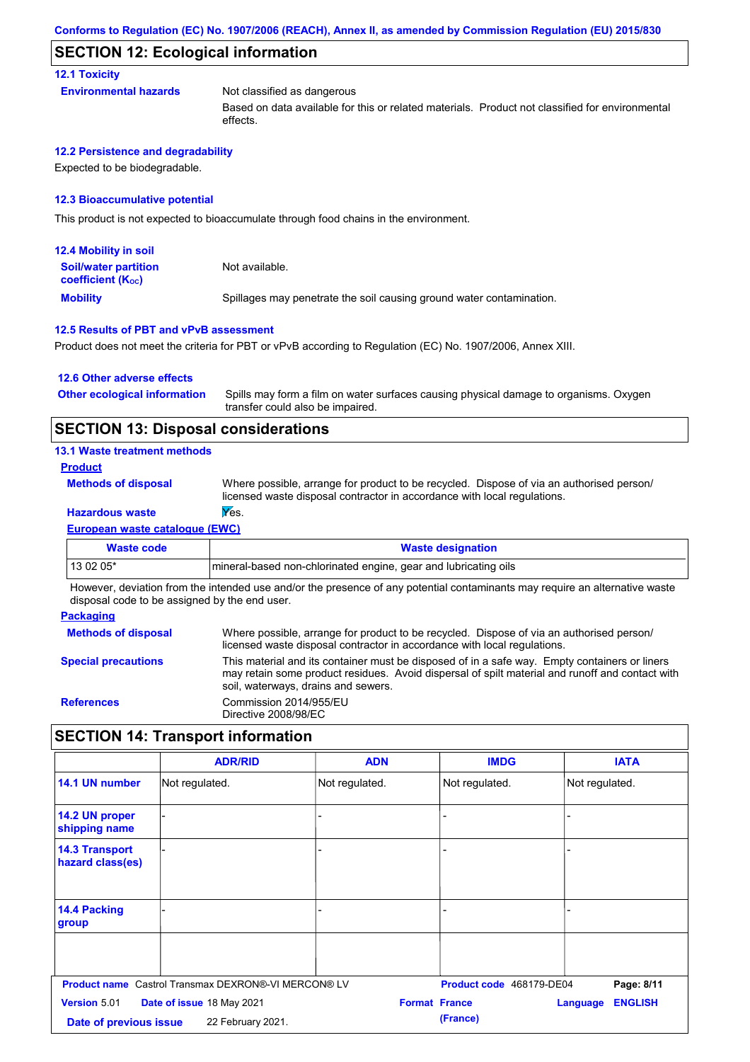## SECTION 12: Ecological information

### 12.1 Toxicity

**Environmental hazards**

Not classified as dangerous

Based on data available for this or related materials. Product not classified for environmental effects.

### 12.2 Persistence and degradability

Expected to be biodegradable.

### 12.3 Bioaccumulative potential

This product is not expected to bioaccumulate through food chains in the environment.

### 12.4 Mobility in soil

**Soil/water partition coefficient ($K_{OC}$)**

Not available.

**Mobility**

Spillages may penetrate the soil causing ground water contamination.

### 12.5 Results of PBT and vPvB assessment

Product does not meet the criteria for PBT or vPvB according to Regulation (EC) No. 1907/2006, Annex XIII.

### 12.6 Other adverse effects

**Other ecological information**

Spills may form a film on water surfaces causing physical damage to organisms. Oxygen transfer could also be impaired.

## SECTION 13: Disposal considerations

### 13.1 Waste treatment methods

**Product**

**Methods of disposal**

Where possible, arrange for product to be recycled. Dispose of via an authorised person/ licensed waste disposal contractor in accordance with local regulations.

**Hazardous waste**

Yes.

**European waste catalogue (EWC)**

| Waste code | Waste designation |
| --- | --- |
| 13 02 05* | mineral-based non-chlorinated engine, gear and lubricating oils |

However, deviation from the intended use and/or the presence of any potential contaminants may require an alternative waste disposal code to be assigned by the end user.

**Packaging**

**Methods of disposal**

Where possible, arrange for product to be recycled. Dispose of via an authorised person/ licensed waste disposal contractor in accordance with local regulations.

**Special precautions**

This material and its container must be disposed of in a safe way. Empty containers or liners may retain some product residues. Avoid dispersal of spilt material and runoff and contact with soil, waterways, drains and sewers.

**References**

Commission 2014/955/EU
Directive 2008/98/EC

## SECTION 14: Transport information

| | ADR/RID | ADN | IMDG | IATA |
| --- | --- | --- | --- | --- |
| 14.1 UN number | Not regulated. | Not regulated. | Not regulated. | Not regulated. |
| 14.2 UN proper shipping name | - | - | - | - |
| 14.3 Transport hazard class(es) | - | - | - | - |
| 14.4 Packing group | - | - | - | - |
| | | | | |

**Product name** Castrol Transmax DEXRON®-VI MERCON® LV **Product code** 468179-DE04
**Version** 5.01 **Date of issue** 18 May 2021 **Format** France (France) **Language** ENGLISH
**Date of previous issue** 22 February 2021.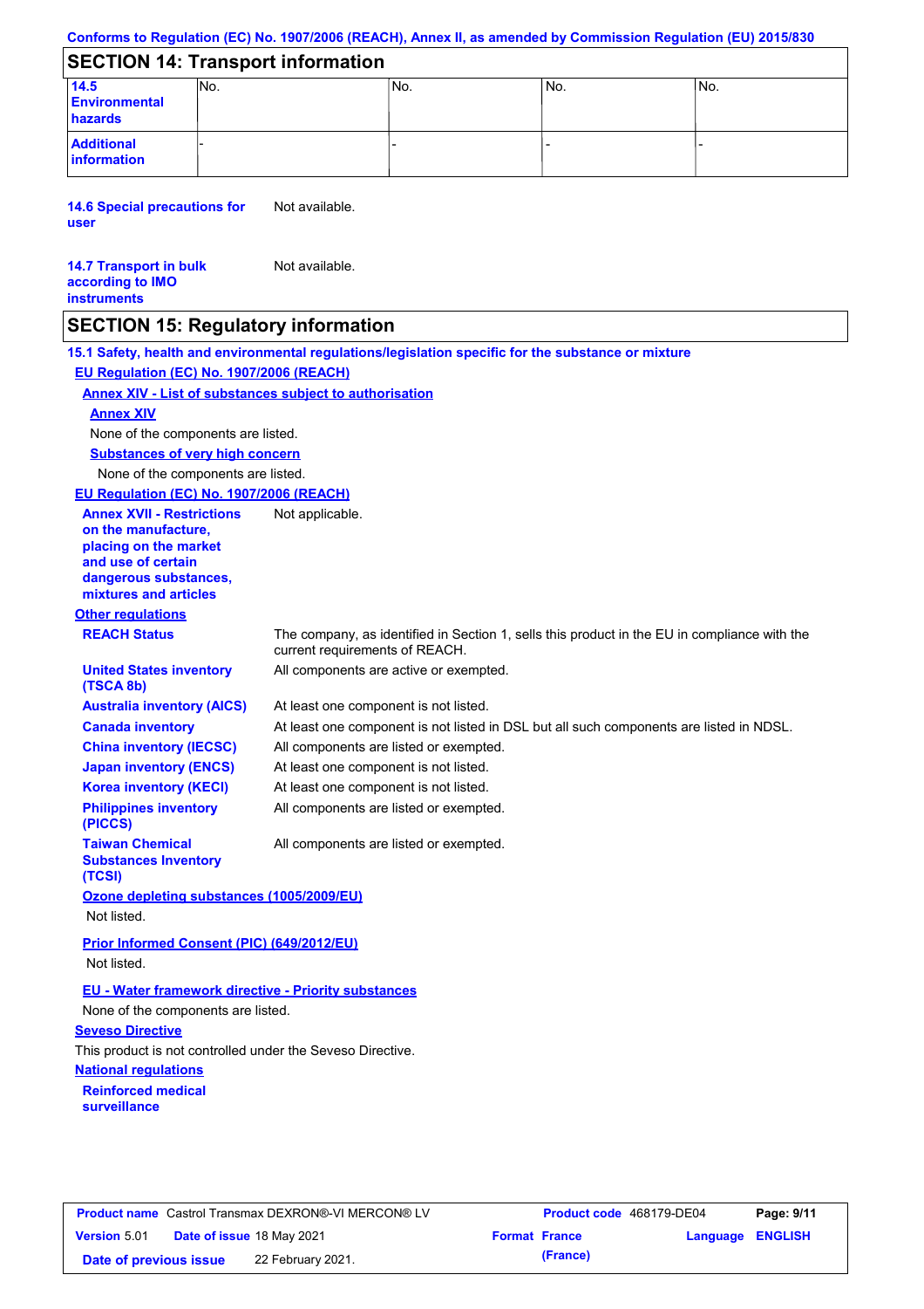Conforms to Regulation (EC) No. 1907/2006 (REACH), Annex II, as amended by Commission Regulation (EU) 2015/830

## SECTION 14: Transport information

| | | | | |
|---|---|---|---|---|
| **14.5 Environmental hazards** | No. | No. | No. | No. |
| **Additional information** | - | - | - | - |

**14.6 Special precautions for user** Not available.

**14.7 Transport in bulk according to IMO instruments** Not available.

## SECTION 15: Regulatory information

**15.1 Safety, health and environmental regulations/legislation specific for the substance or mixture**

**EU Regulation (EC) No. 1907/2006 (REACH)**

**Annex XIV - List of substances subject to authorisation**

**Annex XIV**

None of the components are listed.

**Substances of very high concern**

None of the components are listed.

**EU Regulation (EC) No. 1907/2006 (REACH)**

**Annex XVII - Restrictions on the manufacture, placing on the market and use of certain dangerous substances, mixtures and articles** Not applicable.

**Other regulations**

**REACH Status** The company, as identified in Section 1, sells this product in the EU in compliance with the current requirements of REACH.

**United States inventory (TSCA 8b)** All components are active or exempted.

**Australia inventory (AICS)** At least one component is not listed.

**Canada inventory** At least one component is not listed in DSL but all such components are listed in NDSL.

**China inventory (IECSC)** All components are listed or exempted.

**Japan inventory (ENCS)** At least one component is not listed.

**Korea inventory (KECI)** At least one component is not listed.

**Philippines inventory (PICCS)** All components are listed or exempted.

**Taiwan Chemical Substances Inventory (TCSI)** All components are listed or exempted.

**Ozone depleting substances (1005/2009/EU)**

Not listed.

**Prior Informed Consent (PIC) (649/2012/EU)**

Not listed.

**EU - Water framework directive - Priority substances**

None of the components are listed.

**Seveso Directive**

This product is not controlled under the Seveso Directive.

**National regulations**

**Reinforced medical surveillance**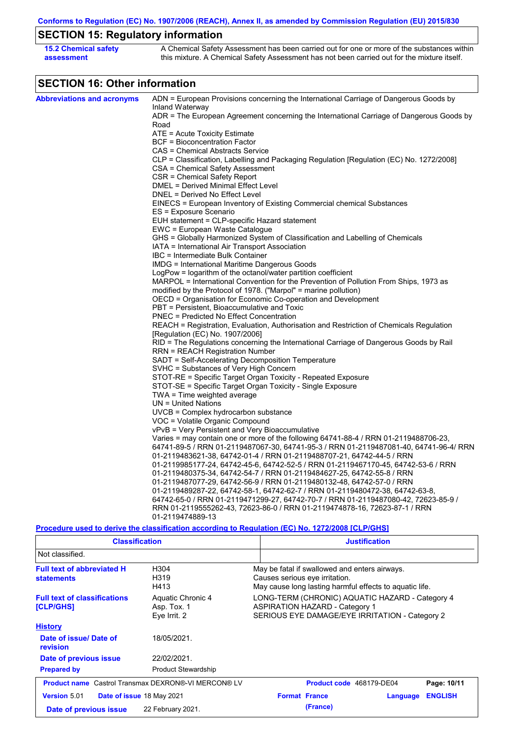## SECTION 15: Regulatory information

**15.2 Chemical safety assessment**

A Chemical Safety Assessment has been carried out for one or more of the substances within this mixture. A Chemical Safety Assessment has not been carried out for the mixture itself.

## SECTION 16: Other information

**Abbreviations and acronyms**

ADN = European Provisions concerning the International Carriage of Dangerous Goods by Inland Waterway
ADR = The European Agreement concerning the International Carriage of Dangerous Goods by Road
ATE = Acute Toxicity Estimate
BCF = Bioconcentration Factor
CAS = Chemical Abstracts Service
CLP = Classification, Labelling and Packaging Regulation [Regulation (EC) No. 1272/2008]
CSA = Chemical Safety Assessment
CSR = Chemical Safety Report
DMEL = Derived Minimal Effect Level
DNEL = Derived No Effect Level
EINECS = European Inventory of Existing Commercial chemical Substances
ES = Exposure Scenario
EUH statement = CLP-specific Hazard statement
EWC = European Waste Catalogue
GHS = Globally Harmonized System of Classification and Labelling of Chemicals
IATA = International Air Transport Association
IBC = Intermediate Bulk Container
IMDG = International Maritime Dangerous Goods
LogPow = logarithm of the octanol/water partition coefficient
MARPOL = International Convention for the Prevention of Pollution From Ships, 1973 as modified by the Protocol of 1978. ("Marpol" = marine pollution)
OECD = Organisation for Economic Co-operation and Development
PBT = Persistent, Bioaccumulative and Toxic
PNEC = Predicted No Effect Concentration
REACH = Registration, Evaluation, Authorisation and Restriction of Chemicals Regulation [Regulation (EC) No. 1907/2006]
RID = The Regulations concerning the International Carriage of Dangerous Goods by Rail
RRN = REACH Registration Number
SADT = Self-Accelerating Decomposition Temperature
SVHC = Substances of Very High Concern
STOT-RE = Specific Target Organ Toxicity - Repeated Exposure
STOT-SE = Specific Target Organ Toxicity - Single Exposure
TWA = Time weighted average
UN = United Nations
UVCB = Complex hydrocarbon substance
VOC = Volatile Organic Compound
vPvB = Very Persistent and Very Bioaccumulative
Varies = may contain one or more of the following 64741-88-4 / RRN 01-2119488706-23, 64741-89-5 / RRN 01-2119487067-30, 64741-95-3 / RRN 01-2119487081-40, 64741-96-4/ RRN 01-2119483621-38, 64742-01-4 / RRN 01-2119488707-21, 64742-44-5 / RRN 01-2119985177-24, 64742-45-6, 64742-52-5 / RRN 01-2119467170-45, 64742-53-6 / RRN 01-2119480375-34, 64742-54-7 / RRN 01-2119484627-25, 64742-55-8 / RRN 01-2119487077-29, 64742-56-9 / RRN 01-2119480132-48, 64742-57-0 / RRN 01-2119489287-22, 64742-58-1, 64742-62-7 / RRN 01-2119480472-38, 64742-63-8, 64742-65-0 / RRN 01-2119471299-27, 64742-70-7 / RRN 01-2119487080-42, 72623-85-9 / RRN 01-2119555262-43, 72623-86-0 / RRN 01-2119474878-16, 72623-87-1 / RRN 01-2119474889-13

**Procedure used to derive the classification according to Regulation (EC) No. 1272/2008 [CLP/GHS]**

| Classification | Justification |
|---|---|
| Not classified. | |

**Full text of abbreviated H statements**

| | |
|---|---|
| H304 | May be fatal if swallowed and enters airways. |
| H319 | Causes serious eye irritation. |
| H413 | May cause long lasting harmful effects to aquatic life. |

**Full text of classifications [CLP/GHS]**

| | |
|---|---|
| Aquatic Chronic 4 | LONG-TERM (CHRONIC) AQUATIC HAZARD - Category 4 |
| Asp. Tox. 1 | ASPIRATION HAZARD - Category 1 |
| Eye Irrit. 2 | SERIOUS EYE DAMAGE/EYE IRRITATION - Category 2 |

**History**

**Date of issue/ Date of revision** 18/05/2021.

**Date of previous issue** 22/02/2021.

**Prepared by** Product Stewardship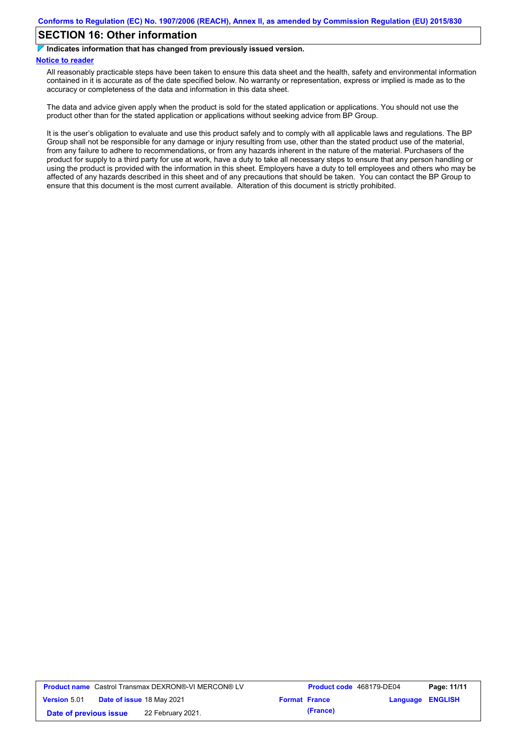## SECTION 16: Other information

**Indicates information that has changed from previously issued version.**

**Notice to reader**

All reasonably practicable steps have been taken to ensure this data sheet and the health, safety and environmental information contained in it is accurate as of the date specified below. No warranty or representation, express or implied is made as to the accuracy or completeness of the data and information in this data sheet.

The data and advice given apply when the product is sold for the stated application or applications. You should not use the product other than for the stated application or applications without seeking advice from BP Group.

It is the user's obligation to evaluate and use this product safely and to comply with all applicable laws and regulations. The BP Group shall not be responsible for any damage or injury resulting from use, other than the stated product use of the material, from any failure to adhere to recommendations, or from any hazards inherent in the nature of the material. Purchasers of the product for supply to a third party for use at work, have a duty to take all necessary steps to ensure that any person handling or using the product is provided with the information in this sheet. Employers have a duty to tell employees and others who may be affected of any hazards described in this sheet and of any precautions that should be taken. You can contact the BP Group to ensure that this document is the most current available. Alteration of this document is strictly prohibited.